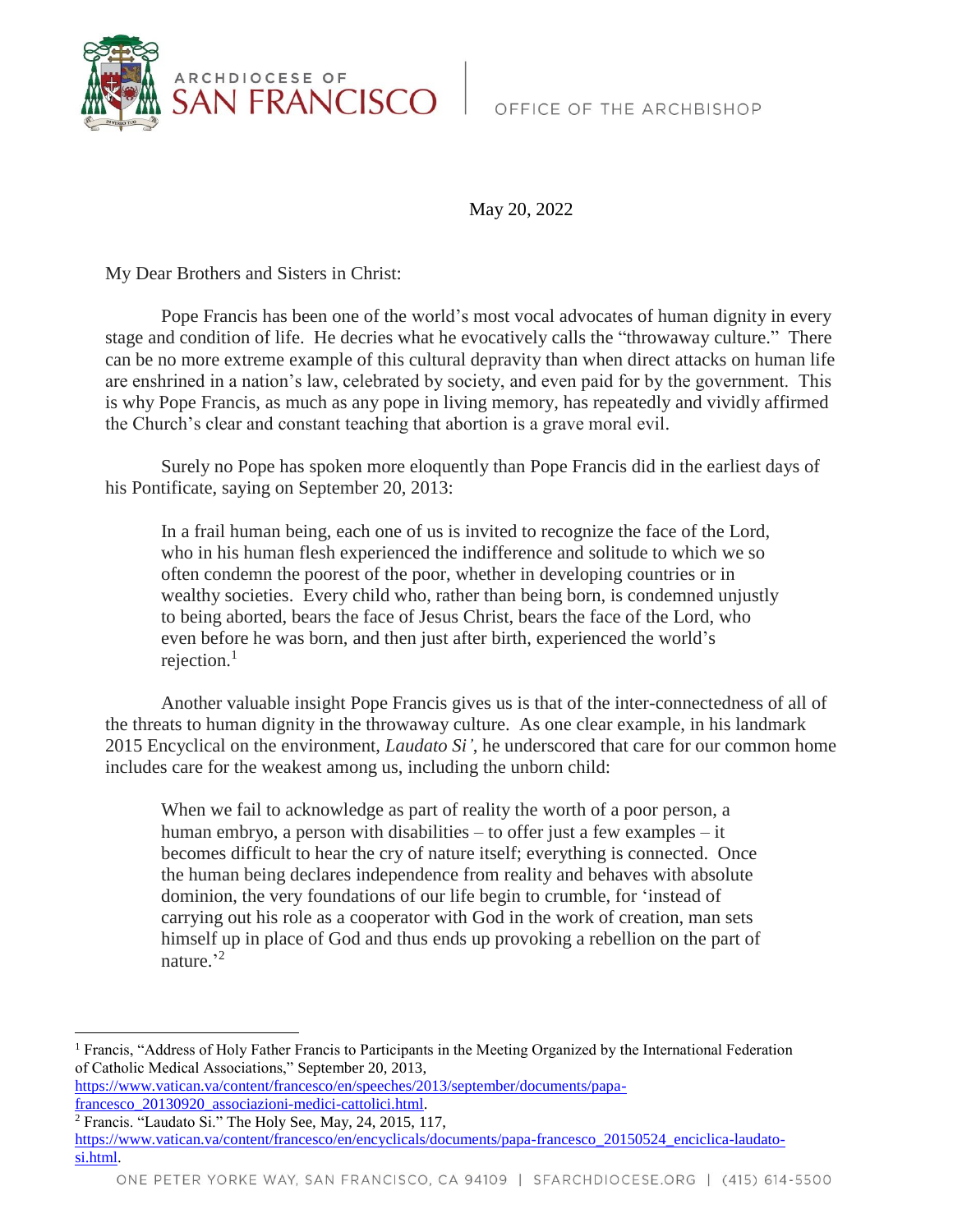ARCHDIOCESE OF SAN FRANCISCO | OFFICE OF THE ARCHBISHOP

May 20, 2022

My Dear Brothers and Sisters in Christ:

Pope Francis has been one of the world's most vocal advocates of human dignity in every stage and condition of life. He decries what he evocatively calls the "throwaway culture." There can be no more extreme example of this cultural depravity than when direct attacks on human life are enshrined in a nation's law, celebrated by society, and even paid for by the government. This is why Pope Francis, as much as any pope in living memory, has repeatedly and vividly affirmed the Church's clear and constant teaching that abortion is a grave moral evil.

Surely no Pope has spoken more eloquently than Pope Francis did in the earliest days of his Pontificate, saying on September 20, 2013:

> In a frail human being, each one of us is invited to recognize the face of the Lord, who in his human flesh experienced the indifference and solitude to which we so often condemn the poorest of the poor, whether in developing countries or in wealthy societies. Every child who, rather than being born, is condemned unjustly to being aborted, bears the face of Jesus Christ, bears the face of the Lord, who even before he was born, and then just after birth, experienced the world's rejection.[1]

Another valuable insight Pope Francis gives us is that of the inter-connectedness of all of the threats to human dignity in the throwaway culture. As one clear example, in his landmark 2015 Encyclical on the environment, *Laudato Si'*, he underscored that care for our common home includes care for the weakest among us, including the unborn child:

> When we fail to acknowledge as part of reality the worth of a poor person, a human embryo, a person with disabilities – to offer just a few examples – it becomes difficult to hear the cry of nature itself; everything is connected. Once the human being declares independence from reality and behaves with absolute dominion, the very foundations of our life begin to crumble, for 'instead of carrying out his role as a cooperator with God in the work of creation, man sets himself up in place of God and thus ends up provoking a rebellion on the part of nature.'[2]

---

[1] Francis, "Address of Holy Father Francis to Participants in the Meeting Organized by the International Federation of Catholic Medical Associations," September 20, 2013, https://www.vatican.va/content/francesco/en/speeches/2013/september/documents/papa-francesco_20130920_associazioni-medici-cattolici.html.

[2] Francis. "Laudato Si." The Holy See, May, 24, 2015, 117, https://www.vatican.va/content/francesco/en/encyclicals/documents/papa-francesco_20150524_enciclica-laudato-si.html.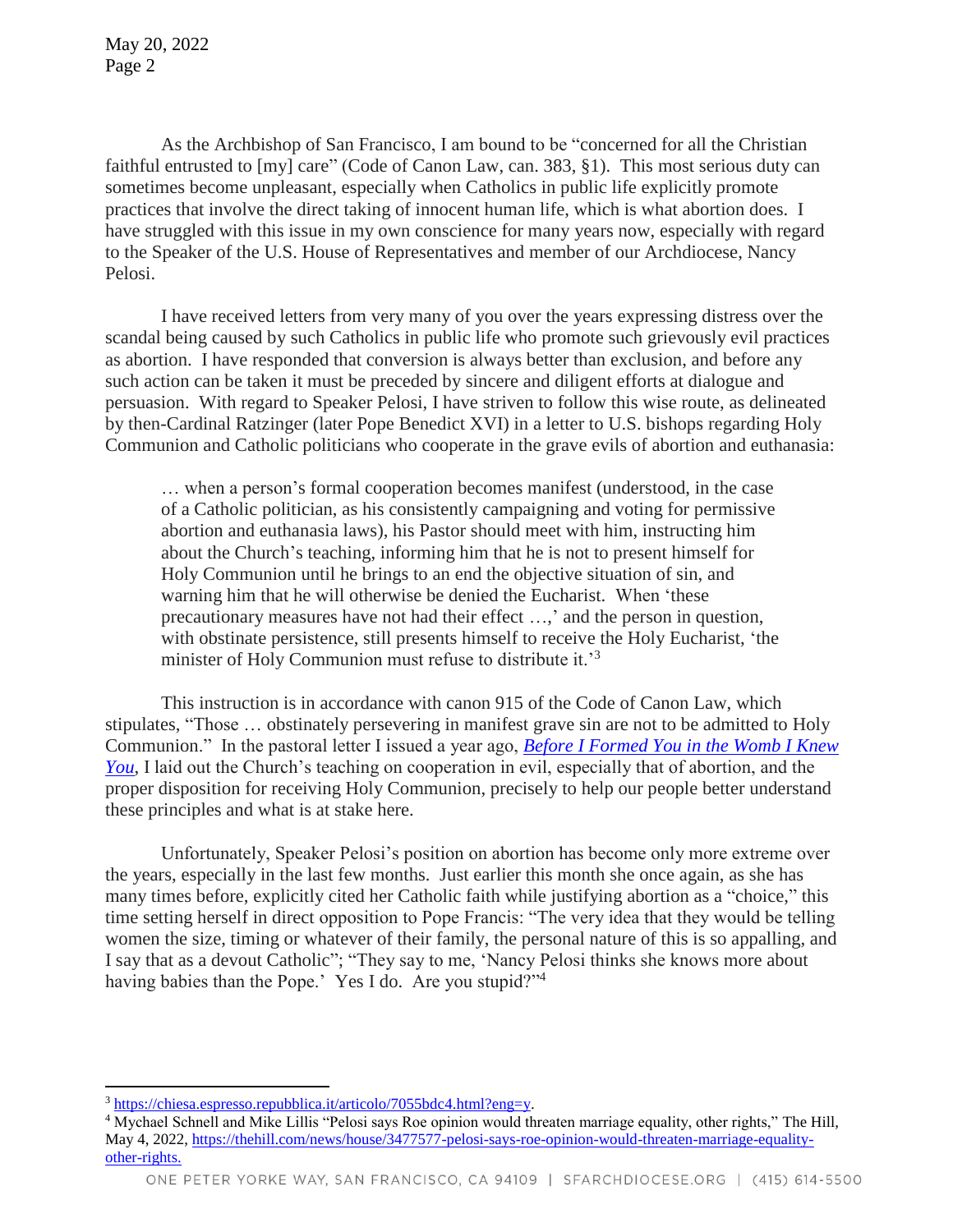As the Archbishop of San Francisco, I am bound to be "concerned for all the Christian faithful entrusted to [my] care" (Code of Canon Law, can. 383, §1). This most serious duty can sometimes become unpleasant, especially when Catholics in public life explicitly promote practices that involve the direct taking of innocent human life, which is what abortion does. I have struggled with this issue in my own conscience for many years now, especially with regard to the Speaker of the U.S. House of Representatives and member of our Archdiocese, Nancy Pelosi.

I have received letters from very many of you over the years expressing distress over the scandal being caused by such Catholics in public life who promote such grievously evil practices as abortion. I have responded that conversion is always better than exclusion, and before any such action can be taken it must be preceded by sincere and diligent efforts at dialogue and persuasion. With regard to Speaker Pelosi, I have striven to follow this wise route, as delineated by then-Cardinal Ratzinger (later Pope Benedict XVI) in a letter to U.S. bishops regarding Holy Communion and Catholic politicians who cooperate in the grave evils of abortion and euthanasia:

> … when a person's formal cooperation becomes manifest (understood, in the case of a Catholic politician, as his consistently campaigning and voting for permissive abortion and euthanasia laws), his Pastor should meet with him, instructing him about the Church's teaching, informing him that he is not to present himself for Holy Communion until he brings to an end the objective situation of sin, and warning him that he will otherwise be denied the Eucharist. When 'these precautionary measures have not had their effect …,' and the person in question, with obstinate persistence, still presents himself to receive the Holy Eucharist, 'the minister of Holy Communion must refuse to distribute it.'[3]

This instruction is in accordance with canon 915 of the Code of Canon Law, which stipulates, "Those … obstinately persevering in manifest grave sin are not to be admitted to Holy Communion." In the pastoral letter I issued a year ago, ***Before I Formed You in the Womb I Knew You***, I laid out the Church's teaching on cooperation in evil, especially that of abortion, and the proper disposition for receiving Holy Communion, precisely to help our people better understand these principles and what is at stake here.

Unfortunately, Speaker Pelosi's position on abortion has become only more extreme over the years, especially in the last few months. Just earlier this month she once again, as she has many times before, explicitly cited her Catholic faith while justifying abortion as a "choice," this time setting herself in direct opposition to Pope Francis: "The very idea that they would be telling women the size, timing or whatever of their family, the personal nature of this is so appalling, and I say that as a devout Catholic"; "They say to me, 'Nancy Pelosi thinks she knows more about having babies than the Pope.' Yes I do. Are you stupid?"[4]

---

[3] https://chiesa.espresso.repubblica.it/articolo/7055bdc4.html?eng=y.

[4] Mychael Schnell and Mike Lillis "Pelosi says Roe opinion would threaten marriage equality, other rights," The Hill, May 4, 2022, https://thehill.com/news/house/3477577-pelosi-says-roe-opinion-would-threaten-marriage-equality-other-rights.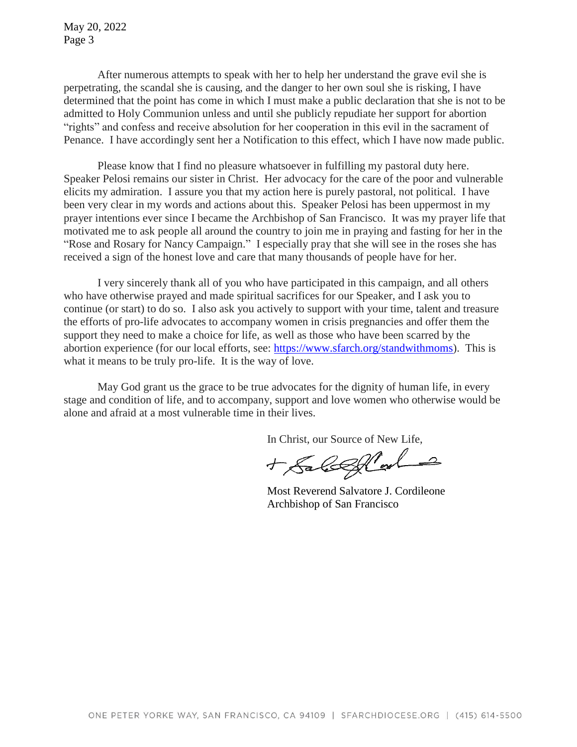After numerous attempts to speak with her to help her understand the grave evil she is perpetrating, the scandal she is causing, and the danger to her own soul she is risking, I have determined that the point has come in which I must make a public declaration that she is not to be admitted to Holy Communion unless and until she publicly repudiate her support for abortion "rights" and confess and receive absolution for her cooperation in this evil in the sacrament of Penance. I have accordingly sent her a Notification to this effect, which I have now made public.

Please know that I find no pleasure whatsoever in fulfilling my pastoral duty here. Speaker Pelosi remains our sister in Christ. Her advocacy for the care of the poor and vulnerable elicits my admiration. I assure you that my action here is purely pastoral, not political. I have been very clear in my words and actions about this. Speaker Pelosi has been uppermost in my prayer intentions ever since I became the Archbishop of San Francisco. It was my prayer life that motivated me to ask people all around the country to join me in praying and fasting for her in the "Rose and Rosary for Nancy Campaign." I especially pray that she will see in the roses she has received a sign of the honest love and care that many thousands of people have for her.

I very sincerely thank all of you who have participated in this campaign, and all others who have otherwise prayed and made spiritual sacrifices for our Speaker, and I ask you to continue (or start) to do so. I also ask you actively to support with your time, talent and treasure the efforts of pro-life advocates to accompany women in crisis pregnancies and offer them the support they need to make a choice for life, as well as those who have been scarred by the abortion experience (for our local efforts, see: [https://www.sfarch.org/standwithmoms](https://www.sfarch.org/standwithmoms)). This is what it means to be truly pro-life. It is the way of love.

May God grant us the grace to be true advocates for the dignity of human life, in every stage and condition of life, and to accompany, support and love women who otherwise would be alone and afraid at a most vulnerable time in their lives.

In Christ, our Source of New Life,

Most Reverend Salvatore J. Cordileone
Archbishop of San Francisco